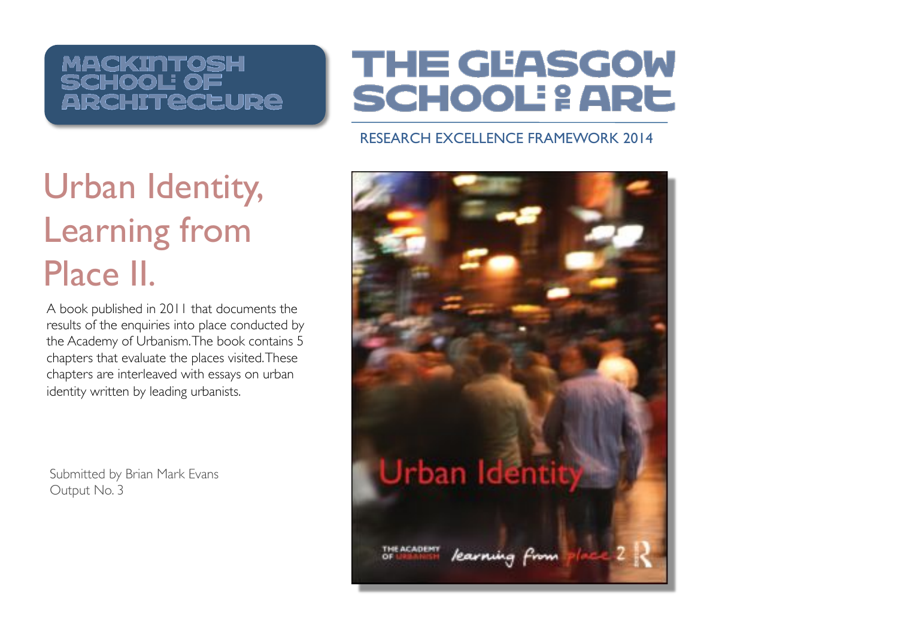MACKINTOSH SCHOOL OF ARCHITECTURE

THE GLASGOW SCHOOL OF ART

RESEARCH EXCELLENCE FRAMEWORK 2014

# Urban Identity, Learning from Place II.

A book published in 2011 that documents the results of the enquiries into place conducted by the Academy of Urbanism. The book contains 5 chapters that evaluate the places visited. These chapters are interleaved with essays on urban identity written by leading urbanists.

Submitted by Brian Mark Evans
Output No. 3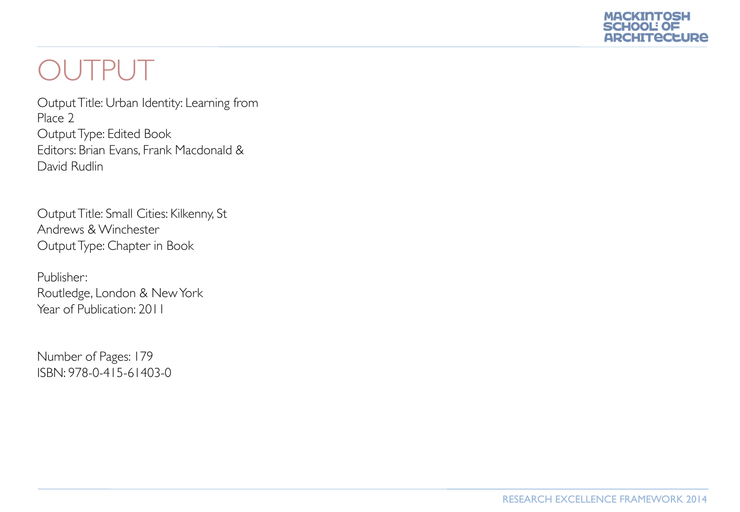# OUTPUT

Output Title: Urban Identity: Learning from Place 2
Output Type: Edited Book
Editors: Brian Evans, Frank Macdonald & David Rudlin

Output Title: Small Cities: Kilkenny, St Andrews & Winchester
Output Type: Chapter in Book

Publisher:
Routledge, London & New York
Year of Publication: 2011

Number of Pages: 179
ISBN: 978-0-415-61403-0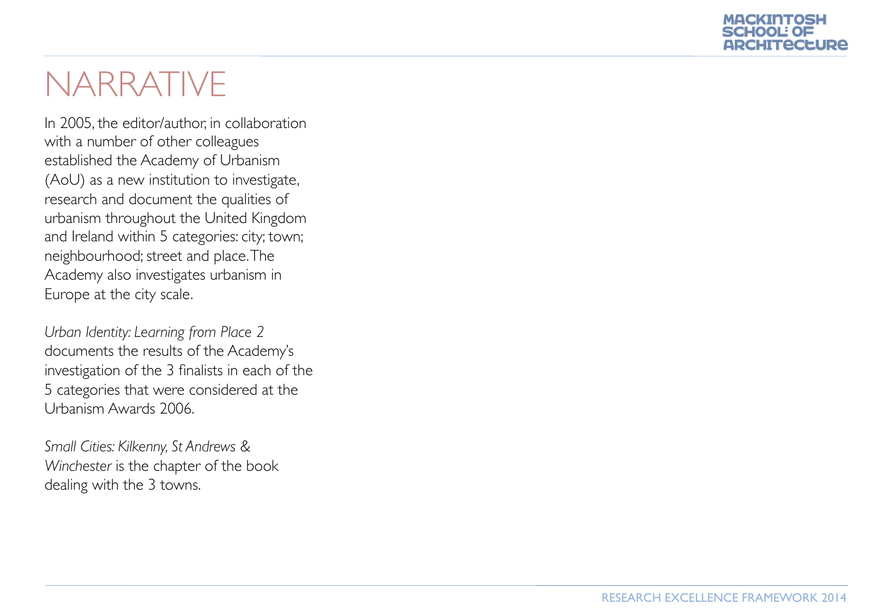# NARRATIVE

In 2005, the editor/author, in collaboration with a number of other colleagues established the Academy of Urbanism (AoU) as a new institution to investigate, research and document the qualities of urbanism throughout the United Kingdom and Ireland within 5 categories: city; town; neighbourhood; street and place. The Academy also investigates urbanism in Europe at the city scale.

*Urban Identity: Learning from Place 2* documents the results of the Academy's investigation of the 3 finalists in each of the 5 categories that were considered at the Urbanism Awards 2006.

*Small Cities: Kilkenny, St Andrews & Winchester* is the chapter of the book dealing with the 3 towns.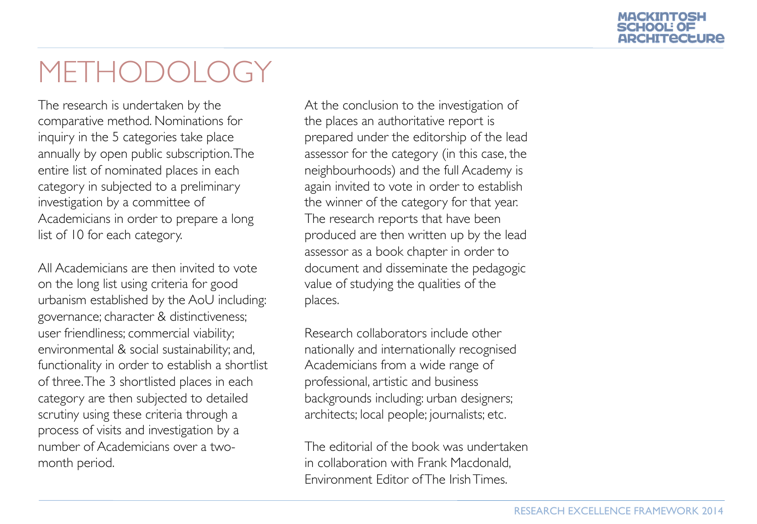# METHODOLOGY

The research is undertaken by the comparative method. Nominations for inquiry in the 5 categories take place annually by open public subscription. The entire list of nominated places in each category in subjected to a preliminary investigation by a committee of Academicians in order to prepare a long list of 10 for each category.

All Academicians are then invited to vote on the long list using criteria for good urbanism established by the AoU including: governance; character & distinctiveness; user friendliness; commercial viability; environmental & social sustainability; and, functionality in order to establish a shortlist of three. The 3 shortlisted places in each category are then subjected to detailed scrutiny using these criteria through a process of visits and investigation by a number of Academicians over a two-month period.

At the conclusion to the investigation of the places an authoritative report is prepared under the editorship of the lead assessor for the category (in this case, the neighbourhoods) and the full Academy is again invited to vote in order to establish the winner of the category for that year. The research reports that have been produced are then written up by the lead assessor as a book chapter in order to document and disseminate the pedagogic value of studying the qualities of the places.

Research collaborators include other nationally and internationally recognised Academicians from a wide range of professional, artistic and business backgrounds including: urban designers; architects; local people; journalists; etc.

The editorial of the book was undertaken in collaboration with Frank Macdonald, Environment Editor of The Irish Times.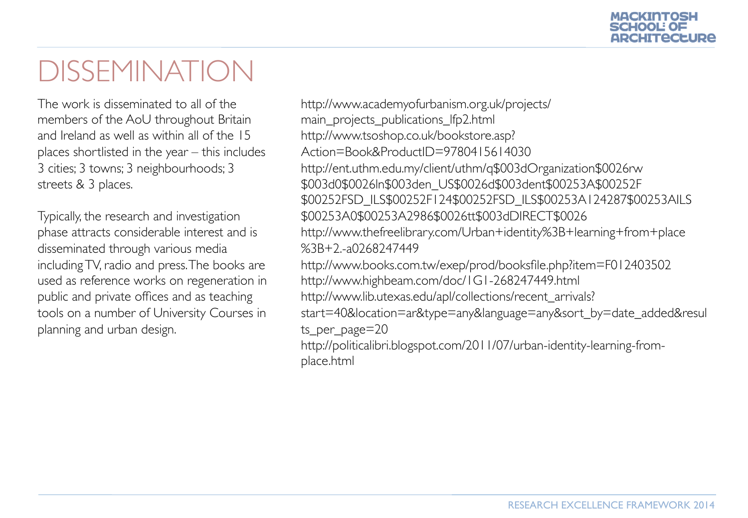# DISSEMINATION

The work is disseminated to all of the members of the AoU throughout Britain and Ireland as well as within all of the 15 places shortlisted in the year – this includes 3 cities; 3 towns; 3 neighbourhoods; 3 streets & 3 places.

Typically, the research and investigation phase attracts considerable interest and is disseminated through various media including TV, radio and press. The books are used as reference works on regeneration in public and private offices and as teaching tools on a number of University Courses in planning and urban design.

http://www.academyofurbanism.org.uk/projects/main_projects_publications_lfp2.html
http://www.tsoshop.co.uk/bookstore.asp?Action=Book&ProductID=9780415614030
http://ent.uthm.edu.my/client/uthm/q$003dOrganization$0026rw$003d0$0026ln$003den_US$0026d$003dent$00253A$00252F$00252FSD_ILS$00252F124$00252FSD_ILS$00253A124287$00253AILS$00253A0$00253A2986$0026tt$003dDIRECT$0026
http://www.thefreelibrary.com/Urban+identity%3B+learning+from+place%3B+2.-a0268247449
http://www.books.com.tw/exep/prod/booksfile.php?item=F012403502
http://www.highbeam.com/doc/1G1-268247449.html
http://www.lib.utexas.edu/apl/collections/recent_arrivals?start=40&location=ar&type=any&language=any&sort_by=date_added&results_per_page=20
http://politicalibri.blogspot.com/2011/07/urban-identity-learning-from-place.html